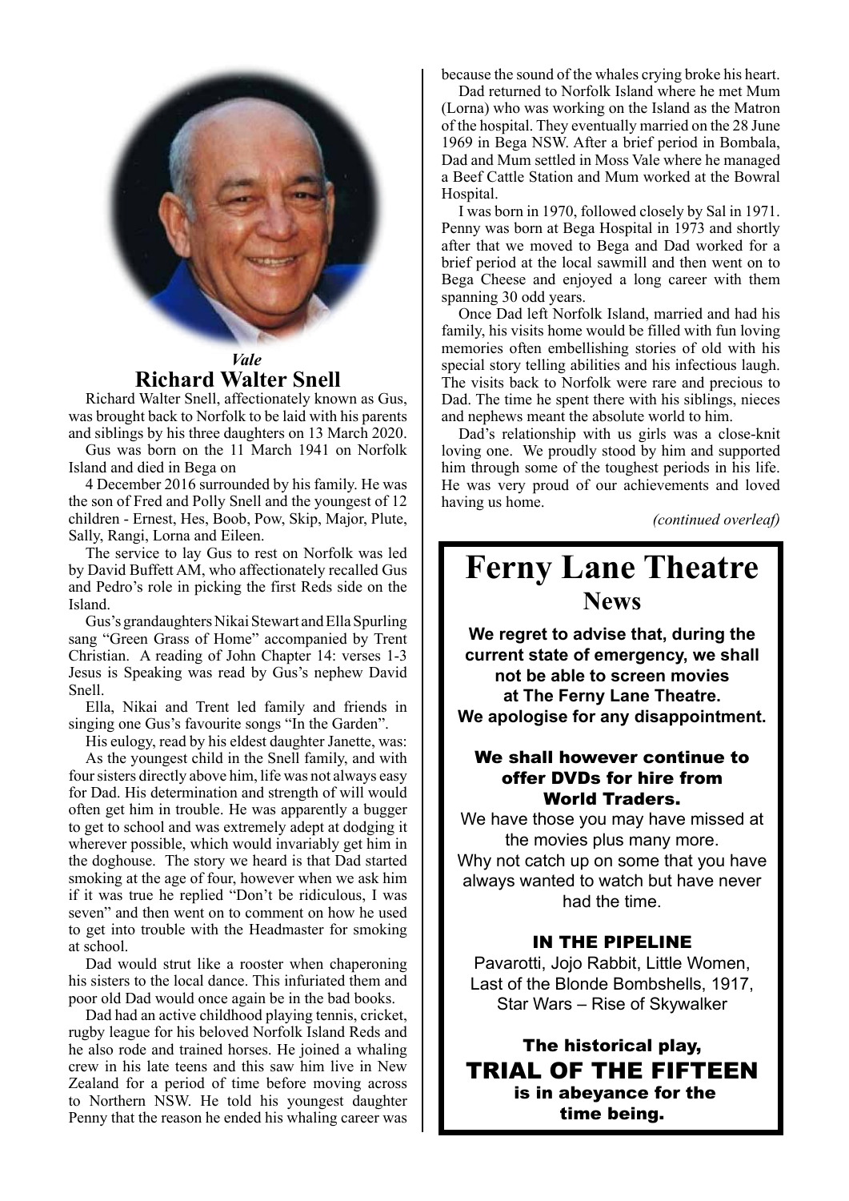*Vale*

## Richard Walter Snell

Richard Walter Snell, affectionately known as Gus, was brought back to Norfolk to be laid with his parents and siblings by his three daughters on 13 March 2020.

Gus was born on the 11 March 1941 on Norfolk Island and died in Bega on

4 December 2016 surrounded by his family. He was the son of Fred and Polly Snell and the youngest of 12 children - Ernest, Hes, Boob, Pow, Skip, Major, Plute, Sally, Rangi, Lorna and Eileen.

The service to lay Gus to rest on Norfolk was led by David Buffett AM, who affectionately recalled Gus and Pedro's role in picking the first Reds side on the Island.

Gus's grandaughters Nikai Stewart and Ella Spurling sang "Green Grass of Home" accompanied by Trent Christian. A reading of John Chapter 14: verses 1-3 Jesus is Speaking was read by Gus's nephew David Snell.

Ella, Nikai and Trent led family and friends in singing one Gus's favourite songs "In the Garden".

His eulogy, read by his eldest daughter Janette, was:

As the youngest child in the Snell family, and with four sisters directly above him, life was not always easy for Dad. His determination and strength of will would often get him in trouble. He was apparently a bugger to get to school and was extremely adept at dodging it wherever possible, which would invariably get him in the doghouse. The story we heard is that Dad started smoking at the age of four, however when we ask him if it was true he replied "Don't be ridiculous, I was seven" and then went on to comment on how he used to get into trouble with the Headmaster for smoking at school.

Dad would strut like a rooster when chaperoning his sisters to the local dance. This infuriated them and poor old Dad would once again be in the bad books.

Dad had an active childhood playing tennis, cricket, rugby league for his beloved Norfolk Island Reds and he also rode and trained horses. He joined a whaling crew in his late teens and this saw him live in New Zealand for a period of time before moving across to Northern NSW. He told his youngest daughter Penny that the reason he ended his whaling career was because the sound of the whales crying broke his heart.

Dad returned to Norfolk Island where he met Mum (Lorna) who was working on the Island as the Matron of the hospital. They eventually married on the 28 June 1969 in Bega NSW. After a brief period in Bombala, Dad and Mum settled in Moss Vale where he managed a Beef Cattle Station and Mum worked at the Bowral Hospital.

I was born in 1970, followed closely by Sal in 1971. Penny was born at Bega Hospital in 1973 and shortly after that we moved to Bega and Dad worked for a brief period at the local sawmill and then went on to Bega Cheese and enjoyed a long career with them spanning 30 odd years.

Once Dad left Norfolk Island, married and had his family, his visits home would be filled with fun loving memories often embellishing stories of old with his special story telling abilities and his infectious laugh. The visits back to Norfolk were rare and precious to Dad. The time he spent there with his siblings, nieces and nephews meant the absolute world to him.

Dad's relationship with us girls was a close-knit loving one. We proudly stood by him and supported him through some of the toughest periods in his life. He was very proud of our achievements and loved having us home.

*(continued overleaf)*

# Ferny Lane Theatre

## News

**We regret to advise that, during the current state of emergency, we shall not be able to screen movies at The Ferny Lane Theatre. We apologise for any disappointment.**

**We shall however continue to offer DVDs for hire from World Traders.**

We have those you may have missed at the movies plus many more. Why not catch up on some that you have always wanted to watch but have never had the time.

**IN THE PIPELINE**

Pavarotti, Jojo Rabbit, Little Women, Last of the Blonde Bombshells, 1917, Star Wars – Rise of Skywalker

**The historical play,**

**TRIAL OF THE FIFTEEN**

**is in abeyance for the time being.**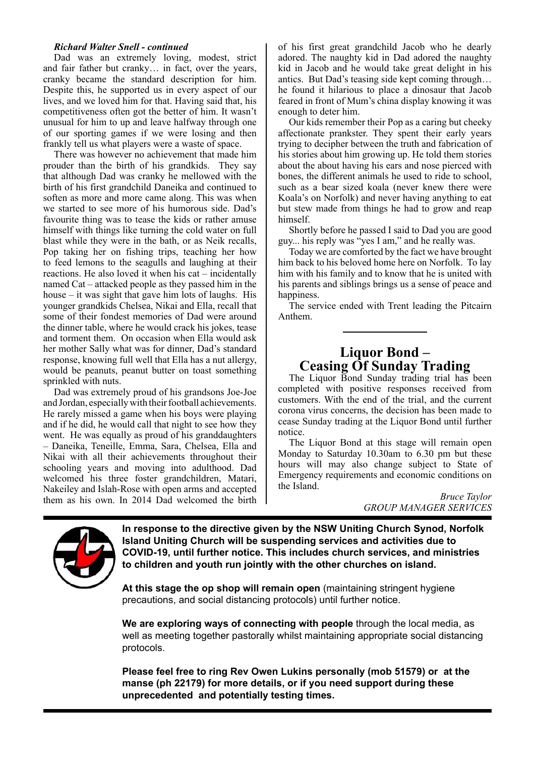***Richard Walter Snell - continued***

Dad was an extremely loving, modest, strict and fair father but cranky… in fact, over the years, cranky became the standard description for him. Despite this, he supported us in every aspect of our lives, and we loved him for that. Having said that, his competitiveness often got the better of him. It wasn't unusual for him to up and leave halfway through one of our sporting games if we were losing and then frankly tell us what players were a waste of space.

There was however no achievement that made him prouder than the birth of his grandkids. They say that although Dad was cranky he mellowed with the birth of his first grandchild Daneika and continued to soften as more and more came along. This was when we started to see more of his humorous side. Dad's favourite thing was to tease the kids or rather amuse himself with things like turning the cold water on full blast while they were in the bath, or as Neik recalls, Pop taking her on fishing trips, teaching her how to feed lemons to the seagulls and laughing at their reactions. He also loved it when his cat – incidentally named Cat – attacked people as they passed him in the house – it was sight that gave him lots of laughs. His younger grandkids Chelsea, Nikai and Ella, recall that some of their fondest memories of Dad were around the dinner table, where he would crack his jokes, tease and torment them. On occasion when Ella would ask her mother Sally what was for dinner, Dad's standard response, knowing full well that Ella has a nut allergy, would be peanuts, peanut butter on toast something sprinkled with nuts.

Dad was extremely proud of his grandsons Joe-Joe and Jordan, especially with their football achievements. He rarely missed a game when his boys were playing and if he did, he would call that night to see how they went. He was equally as proud of his granddaughters – Daneika, Teneille, Emma, Sara, Chelsea, Ella and Nikai with all their achievements throughout their schooling years and moving into adulthood. Dad welcomed his three foster grandchildren, Matari, Nakeiley and Islah-Rose with open arms and accepted them as his own. In 2014 Dad welcomed the birth of his first great grandchild Jacob who he dearly adored. The naughty kid in Dad adored the naughty kid in Jacob and he would take great delight in his antics. But Dad's teasing side kept coming through… he found it hilarious to place a dinosaur that Jacob feared in front of Mum's china display knowing it was enough to deter him.

Our kids remember their Pop as a caring but cheeky affectionate prankster. They spent their early years trying to decipher between the truth and fabrication of his stories about him growing up. He told them stories about the about having his ears and nose pierced with bones, the different animals he used to ride to school, such as a bear sized koala (never knew there were Koala's on Norfolk) and never having anything to eat but stew made from things he had to grow and reap himself.

Shortly before he passed I said to Dad you are good guy... his reply was "yes I am," and he really was.

Today we are comforted by the fact we have brought him back to his beloved home here on Norfolk. To lay him with his family and to know that he is united with his parents and siblings brings us a sense of peace and happiness.

The service ended with Trent leading the Pitcairn Anthem.

---

## Liquor Bond – Ceasing Of Sunday Trading

The Liquor Bond Sunday trading trial has been completed with positive responses received from customers. With the end of the trial, and the current corona virus concerns, the decision has been made to cease Sunday trading at the Liquor Bond until further notice.

The Liquor Bond at this stage will remain open Monday to Saturday 10.30am to 6.30 pm but these hours will may also change subject to State of Emergency requirements and economic conditions on the Island.

*Bruce Taylor*
*GROUP MANAGER SERVICES*

---

**In response to the directive given by the NSW Uniting Church Synod, Norfolk Island Uniting Church will be suspending services and activities due to COVID-19, until further notice. This includes church services, and ministries to children and youth run jointly with the other churches on island.**

**At this stage the op shop will remain open** (maintaining stringent hygiene precautions, and social distancing protocols) until further notice.

**We are exploring ways of connecting with people** through the local media, as well as meeting together pastorally whilst maintaining appropriate social distancing protocols.

**Please feel free to ring Rev Owen Lukins personally (mob 51579) or at the manse (ph 22179) for more details, or if you need support during these unprecedented and potentially testing times.**